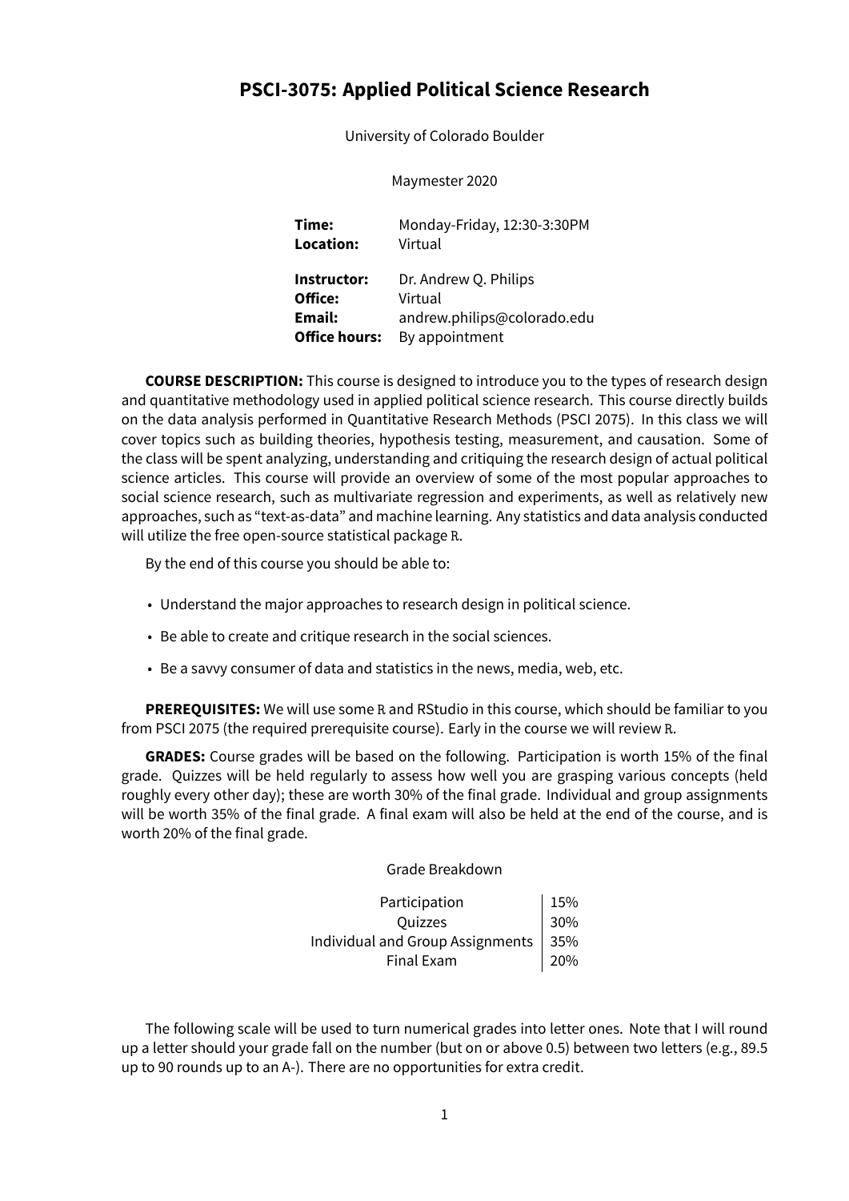# PSCI-3075: Applied Political Science Research

University of Colorado Boulder

Maymester 2020

| | |
|---|---|
| **Time:** | Monday-Friday, 12:30-3:30PM |
| **Location:** | Virtual |
| **Instructor:** | Dr. Andrew Q. Philips |
| **Office:** | Virtual |
| **Email:** | andrew.philips@colorado.edu |
| **Office hours:** | By appointment |

**COURSE DESCRIPTION:** This course is designed to introduce you to the types of research design and quantitative methodology used in applied political science research. This course directly builds on the data analysis performed in Quantitative Research Methods (PSCI 2075). In this class we will cover topics such as building theories, hypothesis testing, measurement, and causation. Some of the class will be spent analyzing, understanding and critiquing the research design of actual political science articles. This course will provide an overview of some of the most popular approaches to social science research, such as multivariate regression and experiments, as well as relatively new approaches, such as "text-as-data" and machine learning. Any statistics and data analysis conducted will utilize the free open-source statistical package `R`.

By the end of this course you should be able to:

- Understand the major approaches to research design in political science.
- Be able to create and critique research in the social sciences.
- Be a savvy consumer of data and statistics in the news, media, web, etc.

**PREREQUISITES:** We will use some `R` and RStudio in this course, which should be familiar to you from PSCI 2075 (the required prerequisite course). Early in the course we will review `R`.

**GRADES:** Course grades will be based on the following. Participation is worth 15% of the final grade. Quizzes will be held regularly to assess how well you are grasping various concepts (held roughly every other day); these are worth 30% of the final grade. Individual and group assignments will be worth 35% of the final grade. A final exam will also be held at the end of the course, and is worth 20% of the final grade.

Grade Breakdown

| Component | Weight |
|---|---|
| Participation | 15% |
| Quizzes | 30% |
| Individual and Group Assignments | 35% |
| Final Exam | 20% |

The following scale will be used to turn numerical grades into letter ones. Note that I will round up a letter should your grade fall on the number (but on or above 0.5) between two letters (e.g., 89.5 up to 90 rounds up to an A-). There are no opportunities for extra credit.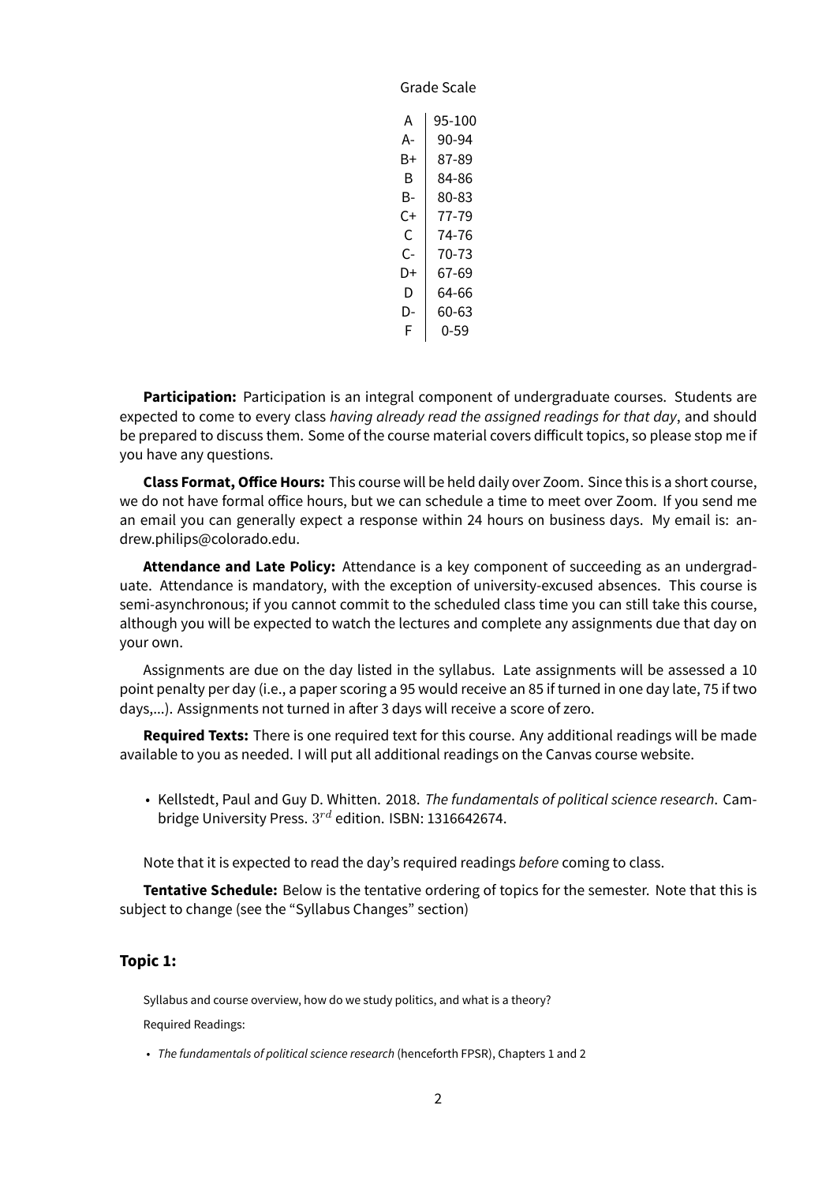Grade Scale

| | |
|---|---|
| A | 95-100 |
| A- | 90-94 |
| B+ | 87-89 |
| B | 84-86 |
| B- | 80-83 |
| C+ | 77-79 |
| C | 74-76 |
| C- | 70-73 |
| D+ | 67-69 |
| D | 64-66 |
| D- | 60-63 |
| F | 0-59 |

**Participation:** Participation is an integral component of undergraduate courses. Students are expected to come to every class *having already read the assigned readings for that day*, and should be prepared to discuss them. Some of the course material covers difficult topics, so please stop me if you have any questions.

**Class Format, Office Hours:** This course will be held daily over Zoom. Since this is a short course, we do not have formal office hours, but we can schedule a time to meet over Zoom. If you send me an email you can generally expect a response within 24 hours on business days. My email is: andrew.philips@colorado.edu.

**Attendance and Late Policy:** Attendance is a key component of succeeding as an undergraduate. Attendance is mandatory, with the exception of university-excused absences. This course is semi-asynchronous; if you cannot commit to the scheduled class time you can still take this course, although you will be expected to watch the lectures and complete any assignments due that day on your own.

Assignments are due on the day listed in the syllabus. Late assignments will be assessed a 10 point penalty per day (i.e., a paper scoring a 95 would receive an 85 if turned in one day late, 75 if two days,...). Assignments not turned in after 3 days will receive a score of zero.

**Required Texts:** There is one required text for this course. Any additional readings will be made available to you as needed. I will put all additional readings on the Canvas course website.

- Kellstedt, Paul and Guy D. Whitten. 2018. *The fundamentals of political science research*. Cambridge University Press. $3^{rd}$ edition. ISBN: 1316642674.

Note that it is expected to read the day's required readings *before* coming to class.

**Tentative Schedule:** Below is the tentative ordering of topics for the semester. Note that this is subject to change (see the "Syllabus Changes" section)

## Topic 1:

Syllabus and course overview, how do we study politics, and what is a theory?

Required Readings:

- *The fundamentals of political science research* (henceforth FPSR), Chapters 1 and 2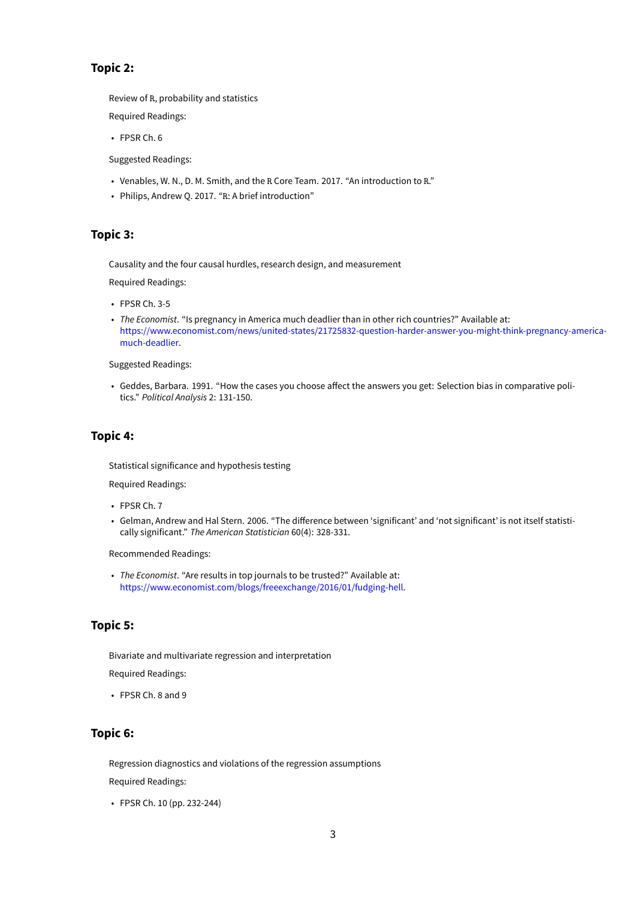### Topic 2:

Review of R, probability and statistics

Required Readings:

- FPSR Ch. 6

Suggested Readings:

- Venables, W. N., D. M. Smith, and the R Core Team. 2017. "An introduction to R."
- Philips, Andrew Q. 2017. "R: A brief introduction"

### Topic 3:

Causality and the four causal hurdles, research design, and measurement

Required Readings:

- FPSR Ch. 3-5
- *The Economist*. "Is pregnancy in America much deadlier than in other rich countries?" Available at: https://www.economist.com/news/united-states/21725832-question-harder-answer-you-might-think-pregnancy-america-much-deadlier.

Suggested Readings:

- Geddes, Barbara. 1991. "How the cases you choose affect the answers you get: Selection bias in comparative politics." *Political Analysis* 2: 131-150.

### Topic 4:

Statistical significance and hypothesis testing

Required Readings:

- FPSR Ch. 7
- Gelman, Andrew and Hal Stern. 2006. "The difference between 'significant' and 'not significant' is not itself statistically significant." *The American Statistician* 60(4): 328-331.

Recommended Readings:

- *The Economist*. "Are results in top journals to be trusted?" Available at: https://www.economist.com/blogs/freeexchange/2016/01/fudging-hell.

### Topic 5:

Bivariate and multivariate regression and interpretation

Required Readings:

- FPSR Ch. 8 and 9

### Topic 6:

Regression diagnostics and violations of the regression assumptions

Required Readings:

- FPSR Ch. 10 (pp. 232-244)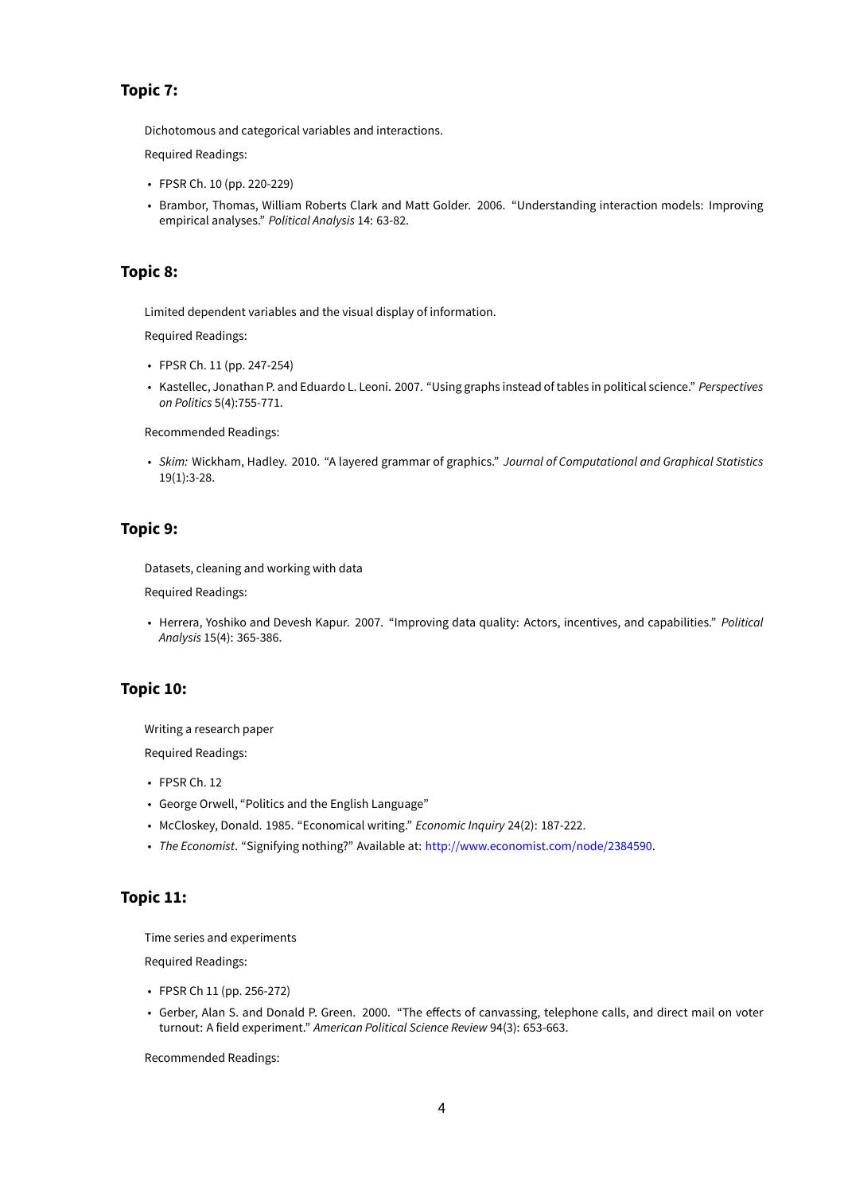## Topic 7:

Dichotomous and categorical variables and interactions.

Required Readings:

- FPSR Ch. 10 (pp. 220-229)
- Brambor, Thomas, William Roberts Clark and Matt Golder. 2006. "Understanding interaction models: Improving empirical analyses." *Political Analysis* 14: 63-82.

## Topic 8:

Limited dependent variables and the visual display of information.

Required Readings:

- FPSR Ch. 11 (pp. 247-254)
- Kastellec, Jonathan P. and Eduardo L. Leoni. 2007. "Using graphs instead of tables in political science." *Perspectives on Politics* 5(4):755-771.

Recommended Readings:

- *Skim:* Wickham, Hadley. 2010. "A layered grammar of graphics." *Journal of Computational and Graphical Statistics* 19(1):3-28.

## Topic 9:

Datasets, cleaning and working with data

Required Readings:

- Herrera, Yoshiko and Devesh Kapur. 2007. "Improving data quality: Actors, incentives, and capabilities." *Political Analysis* 15(4): 365-386.

## Topic 10:

Writing a research paper

Required Readings:

- FPSR Ch. 12
- George Orwell, "Politics and the English Language"
- McCloskey, Donald. 1985. "Economical writing." *Economic Inquiry* 24(2): 187-222.
- *The Economist*. "Signifying nothing?" Available at: http://www.economist.com/node/2384590.

## Topic 11:

Time series and experiments

Required Readings:

- FPSR Ch 11 (pp. 256-272)
- Gerber, Alan S. and Donald P. Green. 2000. "The effects of canvassing, telephone calls, and direct mail on voter turnout: A field experiment." *American Political Science Review* 94(3): 653-663.

Recommended Readings: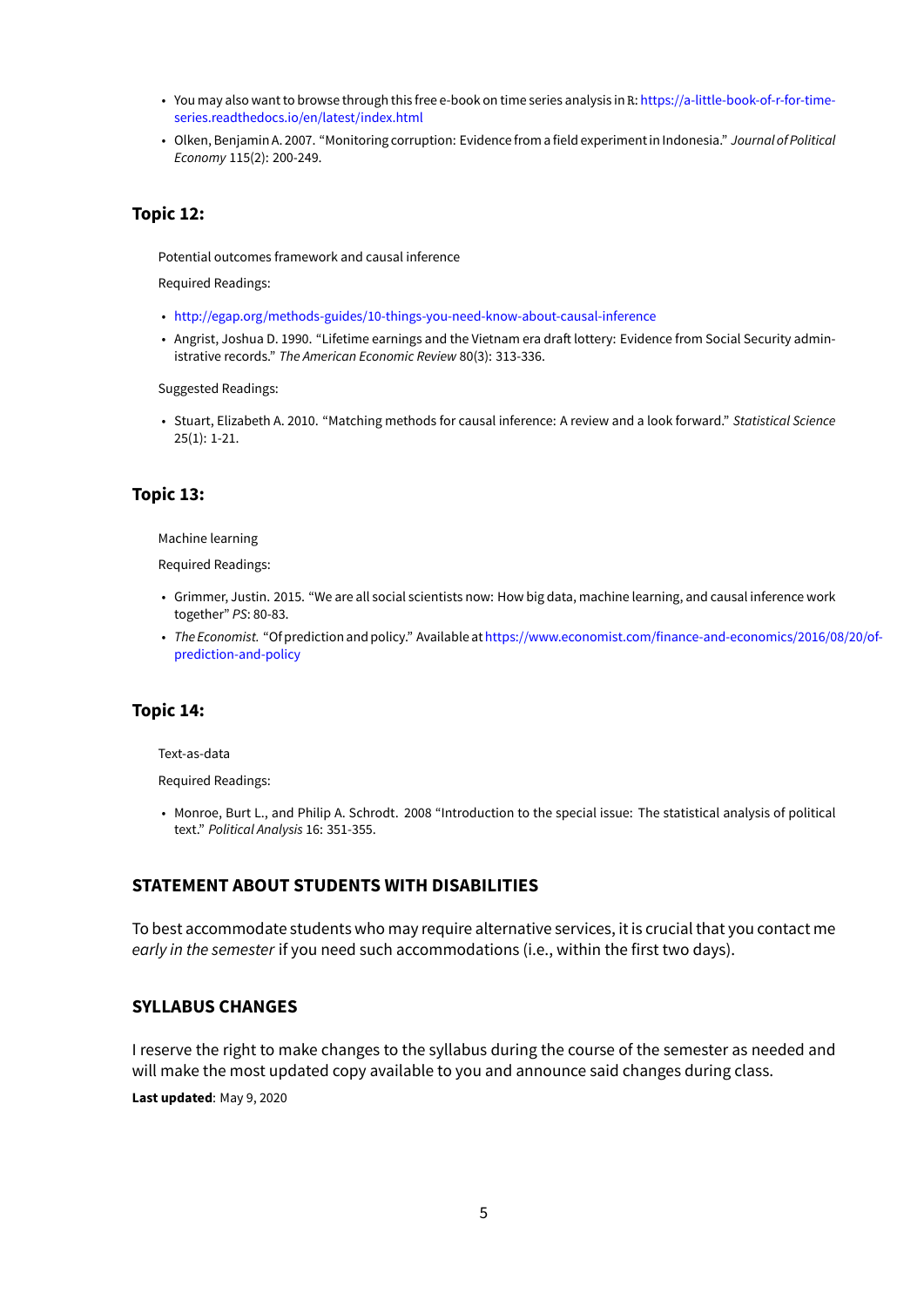- You may also want to browse through this free e-book on time series analysis in R: https://a-little-book-of-r-for-time-series.readthedocs.io/en/latest/index.html
- Olken, Benjamin A. 2007. "Monitoring corruption: Evidence from a field experiment in Indonesia." *Journal of Political Economy* 115(2): 200-249.

### Topic 12:

Potential outcomes framework and causal inference

Required Readings:

- http://egap.org/methods-guides/10-things-you-need-know-about-causal-inference
- Angrist, Joshua D. 1990. "Lifetime earnings and the Vietnam era draft lottery: Evidence from Social Security administrative records." *The American Economic Review* 80(3): 313-336.

Suggested Readings:

- Stuart, Elizabeth A. 2010. "Matching methods for causal inference: A review and a look forward." *Statistical Science* 25(1): 1-21.

### Topic 13:

Machine learning

Required Readings:

- Grimmer, Justin. 2015. "We are all social scientists now: How big data, machine learning, and causal inference work together" *PS*: 80-83.
- *The Economist.* "Of prediction and policy." Available at https://www.economist.com/finance-and-economics/2016/08/20/of-prediction-and-policy

### Topic 14:

Text-as-data

Required Readings:

- Monroe, Burt L., and Philip A. Schrodt. 2008 "Introduction to the special issue: The statistical analysis of political text." *Political Analysis* 16: 351-355.

## STATEMENT ABOUT STUDENTS WITH DISABILITIES

To best accommodate students who may require alternative services, it is crucial that you contact me *early in the semester* if you need such accommodations (i.e., within the first two days).

## SYLLABUS CHANGES

I reserve the right to make changes to the syllabus during the course of the semester as needed and will make the most updated copy available to you and announce said changes during class.

**Last updated**: May 9, 2020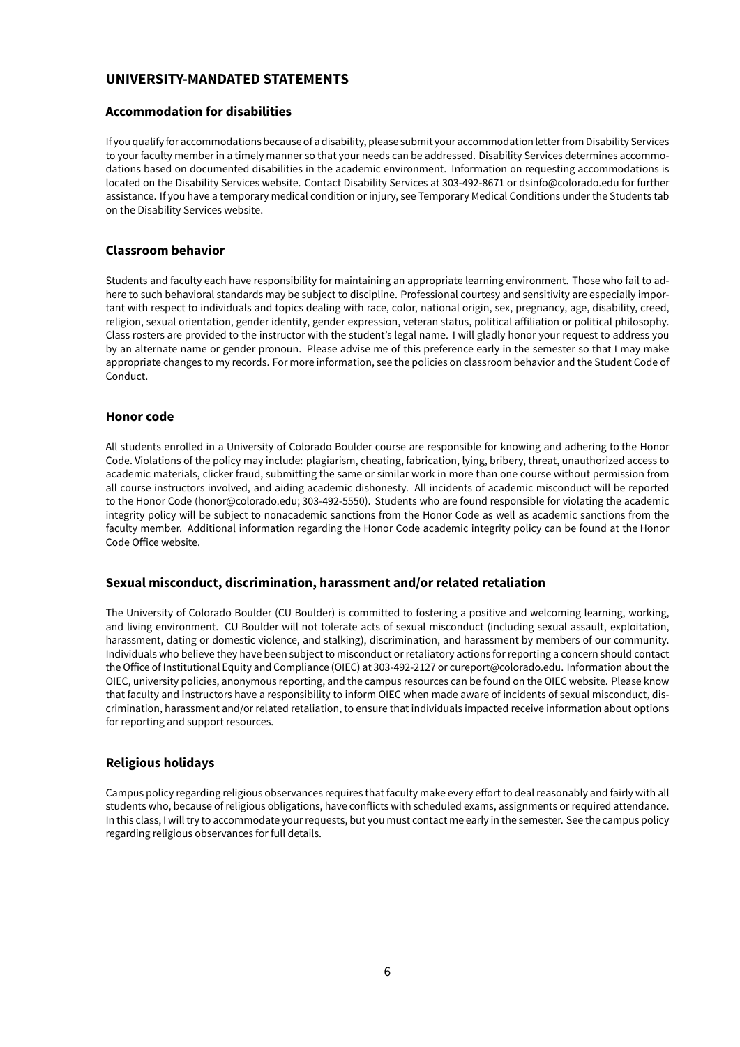## UNIVERSITY-MANDATED STATEMENTS

### Accommodation for disabilities

If you qualify for accommodations because of a disability, please submit your accommodation letter from Disability Services to your faculty member in a timely manner so that your needs can be addressed. Disability Services determines accommodations based on documented disabilities in the academic environment. Information on requesting accommodations is located on the Disability Services website. Contact Disability Services at 303-492-8671 or dsinfo@colorado.edu for further assistance. If you have a temporary medical condition or injury, see Temporary Medical Conditions under the Students tab on the Disability Services website.

### Classroom behavior

Students and faculty each have responsibility for maintaining an appropriate learning environment. Those who fail to adhere to such behavioral standards may be subject to discipline. Professional courtesy and sensitivity are especially important with respect to individuals and topics dealing with race, color, national origin, sex, pregnancy, age, disability, creed, religion, sexual orientation, gender identity, gender expression, veteran status, political affiliation or political philosophy. Class rosters are provided to the instructor with the student's legal name. I will gladly honor your request to address you by an alternate name or gender pronoun. Please advise me of this preference early in the semester so that I may make appropriate changes to my records. For more information, see the policies on classroom behavior and the Student Code of Conduct.

### Honor code

All students enrolled in a University of Colorado Boulder course are responsible for knowing and adhering to the Honor Code. Violations of the policy may include: plagiarism, cheating, fabrication, lying, bribery, threat, unauthorized access to academic materials, clicker fraud, submitting the same or similar work in more than one course without permission from all course instructors involved, and aiding academic dishonesty. All incidents of academic misconduct will be reported to the Honor Code (honor@colorado.edu; 303-492-5550). Students who are found responsible for violating the academic integrity policy will be subject to nonacademic sanctions from the Honor Code as well as academic sanctions from the faculty member. Additional information regarding the Honor Code academic integrity policy can be found at the Honor Code Office website.

### Sexual misconduct, discrimination, harassment and/or related retaliation

The University of Colorado Boulder (CU Boulder) is committed to fostering a positive and welcoming learning, working, and living environment. CU Boulder will not tolerate acts of sexual misconduct (including sexual assault, exploitation, harassment, dating or domestic violence, and stalking), discrimination, and harassment by members of our community. Individuals who believe they have been subject to misconduct or retaliatory actions for reporting a concern should contact the Office of Institutional Equity and Compliance (OIEC) at 303-492-2127 or cureport@colorado.edu. Information about the OIEC, university policies, anonymous reporting, and the campus resources can be found on the OIEC website. Please know that faculty and instructors have a responsibility to inform OIEC when made aware of incidents of sexual misconduct, discrimination, harassment and/or related retaliation, to ensure that individuals impacted receive information about options for reporting and support resources.

### Religious holidays

Campus policy regarding religious observances requires that faculty make every effort to deal reasonably and fairly with all students who, because of religious obligations, have conflicts with scheduled exams, assignments or required attendance. In this class, I will try to accommodate your requests, but you must contact me early in the semester. See the campus policy regarding religious observances for full details.